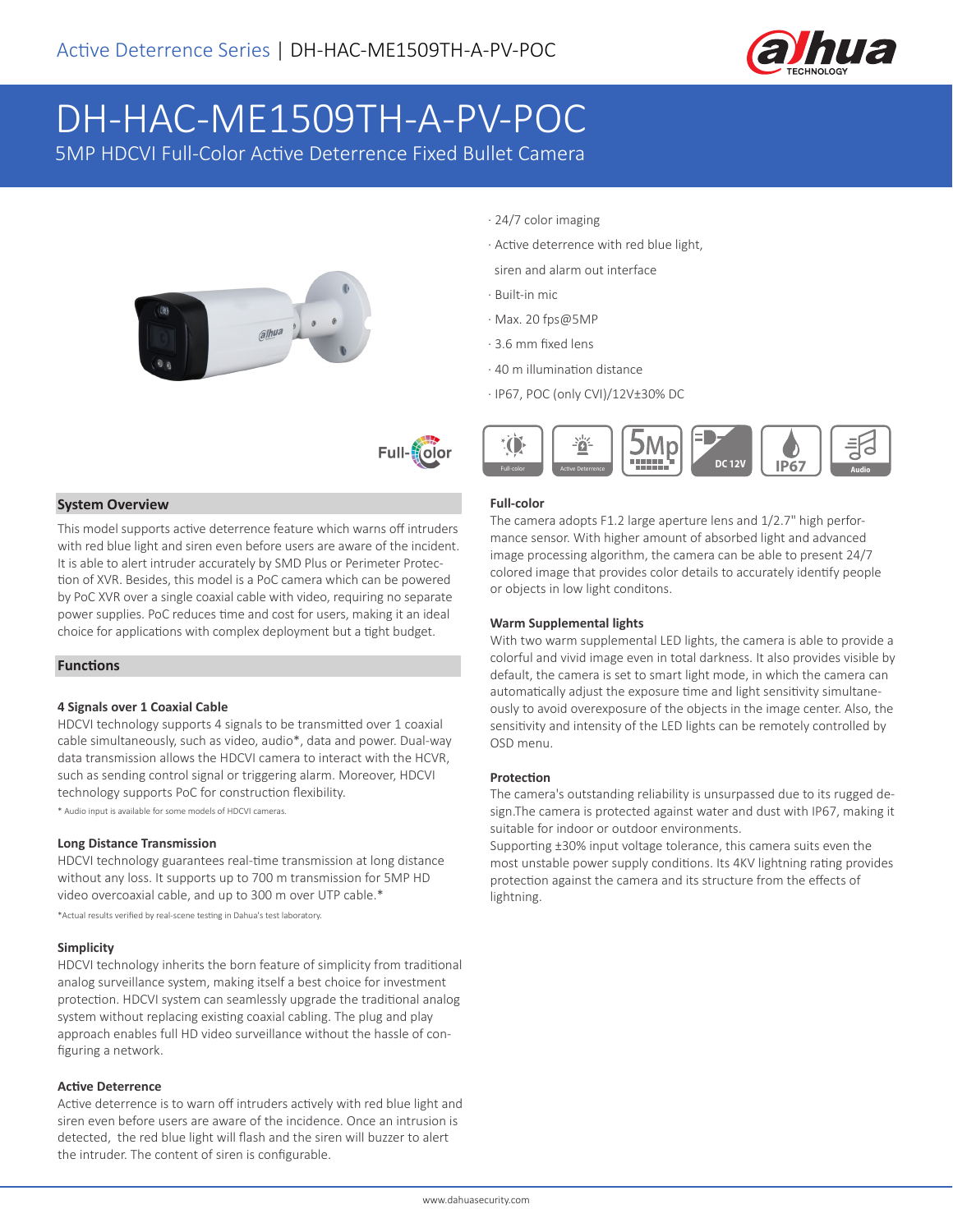# DH-HAC-ME1509TH-A-PV-POC

5MP HDCVI Full-Color Active Deterrence Fixed Bullet Camera

- 24/7 color imaging
- Active deterrence with red blue light, siren and alarm out interface
- Built-in mic
- Max. 20 fps@5MP
- 3.6 mm fixed lens
- 40 m illumination distance
- IP67, POC (only CVI)/12V±30% DC

## System Overview

This model supports active deterrence feature which warns off intruders with red blue light and siren even before users are aware of the incident. It is able to alert intruder accurately by SMD Plus or Perimeter Protection of XVR. Besides, this model is a PoC camera which can be powered by PoC XVR over a single coaxial cable with video, requiring no separate power supplies. PoC reduces time and cost for users, making it an ideal choice for applications with complex deployment but a tight budget.

## Functions

### 4 Signals over 1 Coaxial Cable

HDCVI technology supports 4 signals to be transmitted over 1 coaxial cable simultaneously, such as video, audio*, data and power. Dual-way data transmission allows the HDCVI camera to interact with the HCVR, such as sending control signal or triggering alarm. Moreover, HDCVI technology supports PoC for construction flexibility.

* Audio input is available for some models of HDCVI cameras.

### Long Distance Transmission

HDCVI technology guarantees real-time transmission at long distance without any loss. It supports up to 700 m transmission for 5MP HD video overcoaxial cable, and up to 300 m over UTP cable.*

*Actual results verified by real-scene testing in Dahua's test laboratory.

### Simplicity

HDCVI technology inherits the born feature of simplicity from traditional analog surveillance system, making itself a best choice for investment protection. HDCVI system can seamlessly upgrade the traditional analog system without replacing existing coaxial cabling. The plug and play approach enables full HD video surveillance without the hassle of configuring a network.

### Active Deterrence

Active deterrence is to warn off intruders actively with red blue light and siren even before users are aware of the incidence. Once an intrusion is detected, the red blue light will flash and the siren will buzzer to alert the intruder. The content of siren is configurable.

### Full-color

The camera adopts F1.2 large aperture lens and 1/2.7" high performance sensor. With higher amount of absorbed light and advanced image processing algorithm, the camera can be able to present 24/7 colored image that provides color details to accurately identify people or objects in low light conditons.

### Warm Supplemental lights

With two warm supplemental LED lights, the camera is able to provide a colorful and vivid image even in total darkness. It also provides visible by default, the camera is set to smart light mode, in which the camera can automatically adjust the exposure time and light sensitivity simultaneously to avoid overexposure of the objects in the image center. Also, the sensitivity and intensity of the LED lights can be remotely controlled by OSD menu.

### Protection

The camera's outstanding reliability is unsurpassed due to its rugged design.The camera is protected against water and dust with IP67, making it suitable for indoor or outdoor environments.

Supporting ±30% input voltage tolerance, this camera suits even the most unstable power supply conditions. Its 4KV lightning rating provides protection against the camera and its structure from the effects of lightning.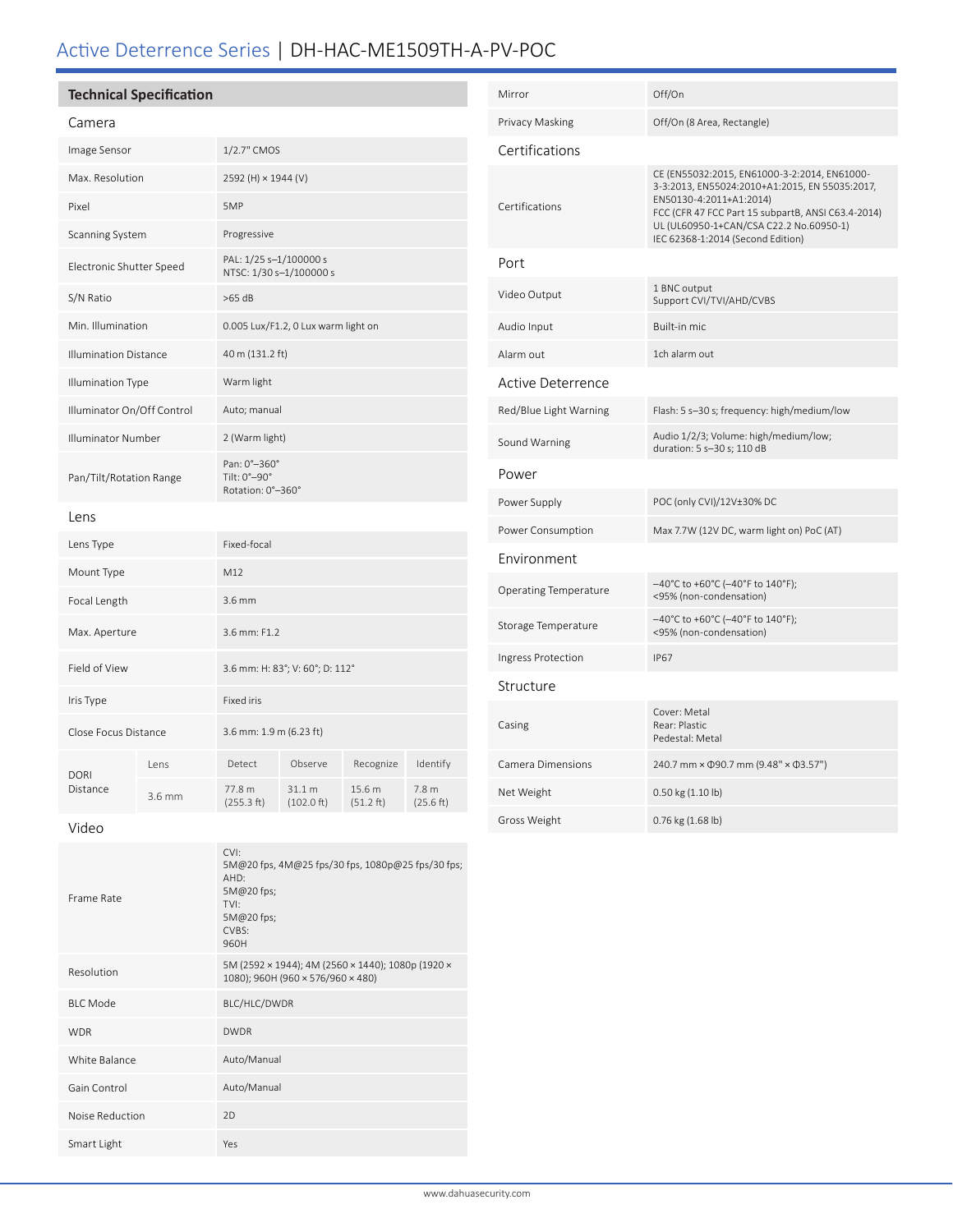# Active Deterrence Series | DH-HAC-ME1509TH-A-PV-POC

## Technical Specification

### Camera

| | |
|---|---|
| Image Sensor | 1/2.7" CMOS |
| Max. Resolution | 2592 (H) × 1944 (V) |
| Pixel | 5MP |
| Scanning System | Progressive |
| Electronic Shutter Speed | PAL: 1/25 s–1/100000 s<br>NTSC: 1/30 s–1/100000 s |
| S/N Ratio | >65 dB |
| Min. Illumination | 0.005 Lux/F1.2, 0 Lux warm light on |
| Illumination Distance | 40 m (131.2 ft) |
| Illumination Type | Warm light |
| Illuminator On/Off Control | Auto; manual |
| Illuminator Number | 2 (Warm light) |
| Pan/Tilt/Rotation Range | Pan: 0°–360°<br>Tilt: 0°–90°<br>Rotation: 0°–360° |

### Lens

| | |
|---|---|
| Lens Type | Fixed-focal |
| Mount Type | M12 |
| Focal Length | 3.6 mm |
| Max. Aperture | 3.6 mm: F1.2 |
| Field of View | 3.6 mm: H: 83°; V: 60°; D: 112° |
| Iris Type | Fixed iris |
| Close Focus Distance | 3.6 mm: 1.9 m (6.23 ft) |

| DORI Distance | Lens | Detect | Observe | Recognize | Identify |
|---|---|---|---|---|---|
| | 3.6 mm | 77.8 m (255.3 ft) | 31.1 m (102.0 ft) | 15.6 m (51.2 ft) | 7.8 m (25.6 ft) |

### Video

| | |
|---|---|
| Frame Rate | CVI:<br>5M@20 fps, 4M@25 fps/30 fps, 1080p@25 fps/30 fps;<br>AHD:<br>5M@20 fps;<br>TVI:<br>5M@20 fps;<br>CVBS:<br>960H |
| Resolution | 5M (2592 × 1944); 4M (2560 × 1440); 1080p (1920 × 1080); 960H (960 × 576/960 × 480) |
| BLC Mode | BLC/HLC/DWDR |
| WDR | DWDR |
| White Balance | Auto/Manual |
| Gain Control | Auto/Manual |
| Noise Reduction | 2D |
| Smart Light | Yes |
| Mirror | Off/On |
| Privacy Masking | Off/On (8 Area, Rectangle) |

### Certifications

| | |
|---|---|
| Certifications | CE (EN55032:2015, EN61000-3-2:2014, EN61000-3-3:2013, EN55024:2010+A1:2015, EN 55035:2017, EN50130-4:2011+A1:2014)<br>FCC (CFR 47 FCC Part 15 subpartB, ANSI C63.4-2014)<br>UL (UL60950-1+CAN/CSA C22.2 No.60950-1)<br>IEC 62368-1:2014 (Second Edition) |

### Port

| | |
|---|---|
| Video Output | 1 BNC output<br>Support CVI/TVI/AHD/CVBS |
| Audio Input | Built-in mic |
| Alarm out | 1ch alarm out |

### Active Deterrence

| | |
|---|---|
| Red/Blue Light Warning | Flash: 5 s–30 s; frequency: high/medium/low |
| Sound Warning | Audio 1/2/3; Volume: high/medium/low; duration: 5 s–30 s; 110 dB |

### Power

| | |
|---|---|
| Power Supply | POC (only CVI)/12V±30% DC |
| Power Consumption | Max 7.7W (12V DC, warm light on) PoC (AT) |

### Environment

| | |
|---|---|
| Operating Temperature | –40°C to +60°C (–40°F to 140°F);<br><95% (non-condensation) |
| Storage Temperature | –40°C to +60°C (–40°F to 140°F);<br><95% (non-condensation) |
| Ingress Protection | IP67 |

### Structure

| | |
|---|---|
| Casing | Cover: Metal<br>Rear: Plastic<br>Pedestal: Metal |
| Camera Dimensions | 240.7 mm × Φ90.7 mm (9.48" × Φ3.57") |
| Net Weight | 0.50 kg (1.10 lb) |
| Gross Weight | 0.76 kg (1.68 lb) |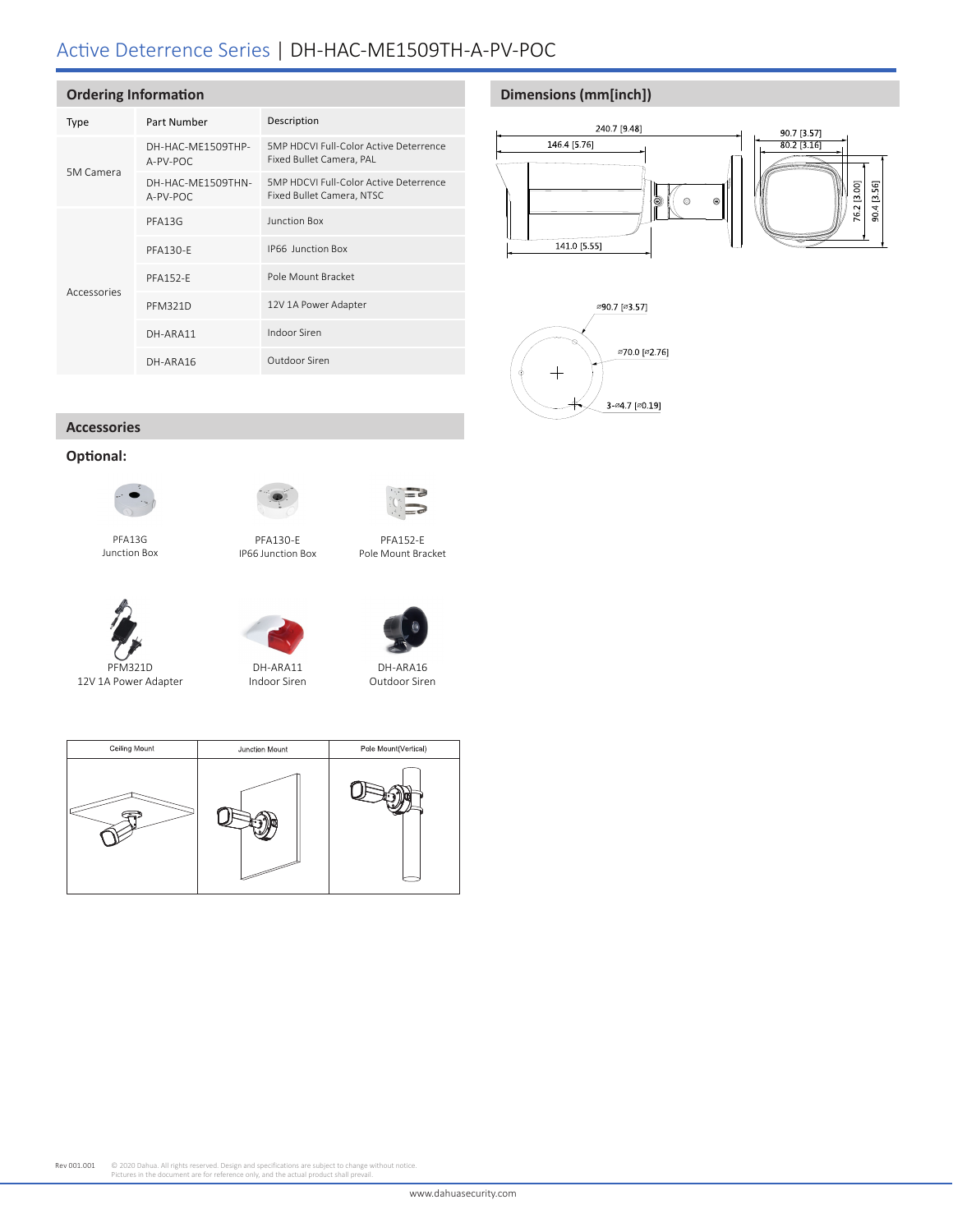# Active Deterrence Series | DH-HAC-ME1509TH-A-PV-POC

## Ordering Information

| Type | Part Number | Description |
|---|---|---|
| 5M Camera | DH-HAC-ME1509THP-A-PV-POC | 5MP HDCVI Full-Color Active Deterrence Fixed Bullet Camera, PAL |
| | DH-HAC-ME1509THN-A-PV-POC | 5MP HDCVI Full-Color Active Deterrence Fixed Bullet Camera, NTSC |
| Accessories | PFA13G | Junction Box |
| | PFA130-E | IP66 Junction Box |
| | PFA152-E | Pole Mount Bracket |
| | PFM321D | 12V 1A Power Adapter |
| | DH-ARA11 | Indoor Siren |
| | DH-ARA16 | Outdoor Siren |

## Dimensions (mm[inch])

240.7 [9.48]
146.4 [5.76]
141.0 [5.55]
90.7 [3.57]
80.2 [3.16]
76.2 [3.00]
90.4 [3.56]

⌀90.7 [⌀3.57]
⌀70.0 [⌀2.76]
3-⌀4.7 [⌀0.19]

## Accessories

**Optional:**

PFA13G
Junction Box

PFA130-E
IP66 Junction Box

PFA152-E
Pole Mount Bracket

PFM321D
12V 1A Power Adapter

DH-ARA11
Indoor Siren

DH-ARA16
Outdoor Siren

Ceiling Mount | Junction Mount | Pole Mount(Vertical)

Rev 001.001 © 2020 Dahua. All rights reserved. Design and specifications are subject to change without notice.
Pictures in the document are for reference only, and the actual product shall prevail.

www.dahuasecurity.com